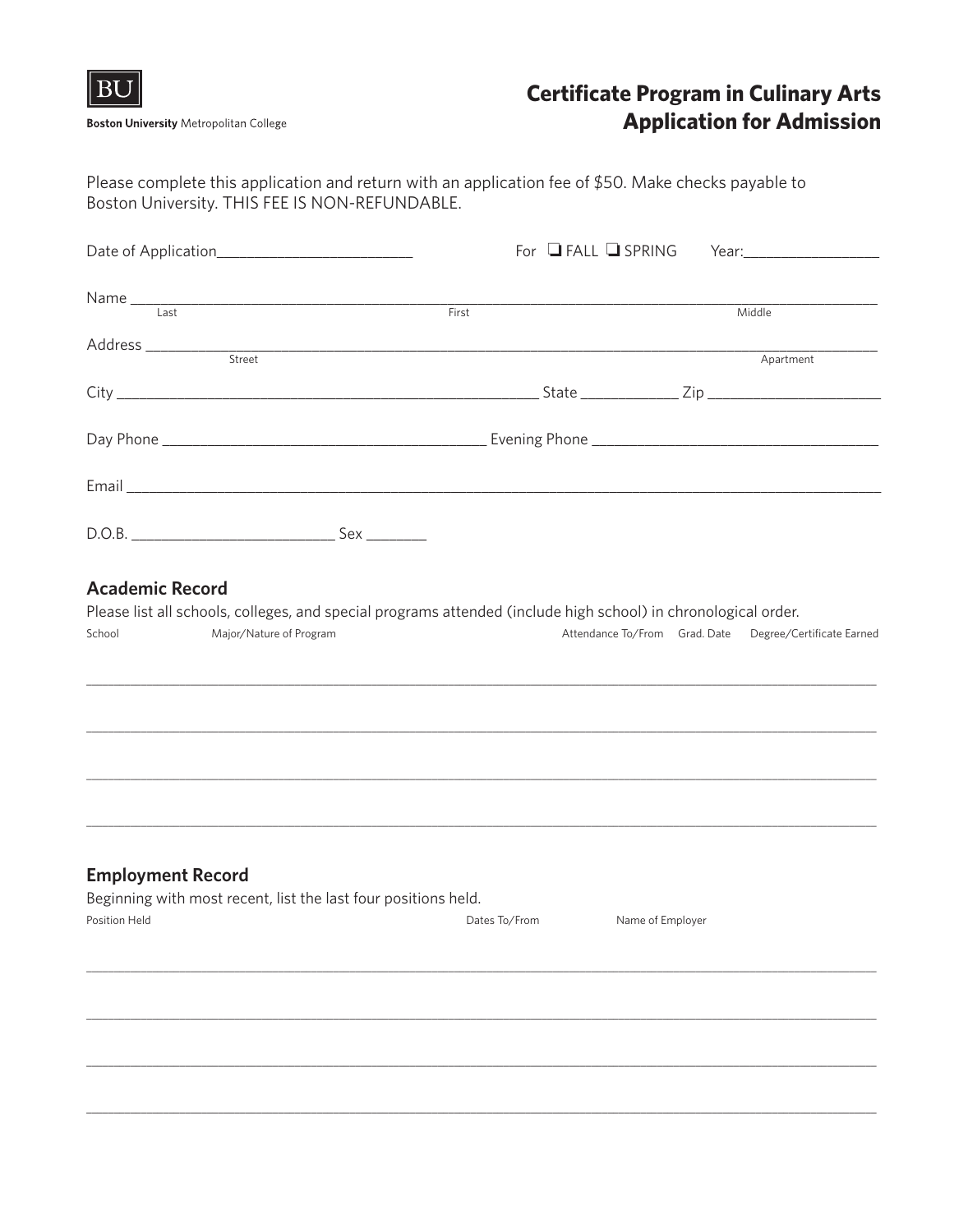BU

**Boston University** Metropolitan College

# Certificate Program in Culinary Arts
# Application for Admission

Please complete this application and return with an application fee of $50. Make checks payable to Boston University. THIS FEE IS NON-REFUNDABLE.

Date of Application________________________ For ❑ FALL ❑ SPRING Year:________________

Name ______________________________________________________________________________
Last First Middle

Address ____________________________________________________________________________
Street Apartment

City ______________________________________________ State ____________ Zip _____________________

Day Phone ___________________________________ Evening Phone __________________________________

Email ______________________________________________________________________________

D.O.B. _________________________ Sex ________

## Academic Record

Please list all schools, colleges, and special programs attended (include high school) in chronological order.

| School | Major/Nature of Program | Attendance To/From | Grad. Date | Degree/Certificate Earned |
|---|---|---|---|---|
| | | | | |
| | | | | |
| | | | | |
| | | | | |

## Employment Record

Beginning with most recent, list the last four positions held.

| Position Held | Dates To/From | Name of Employer |
|---|---|---|
| | | |
| | | |
| | | |
| | | |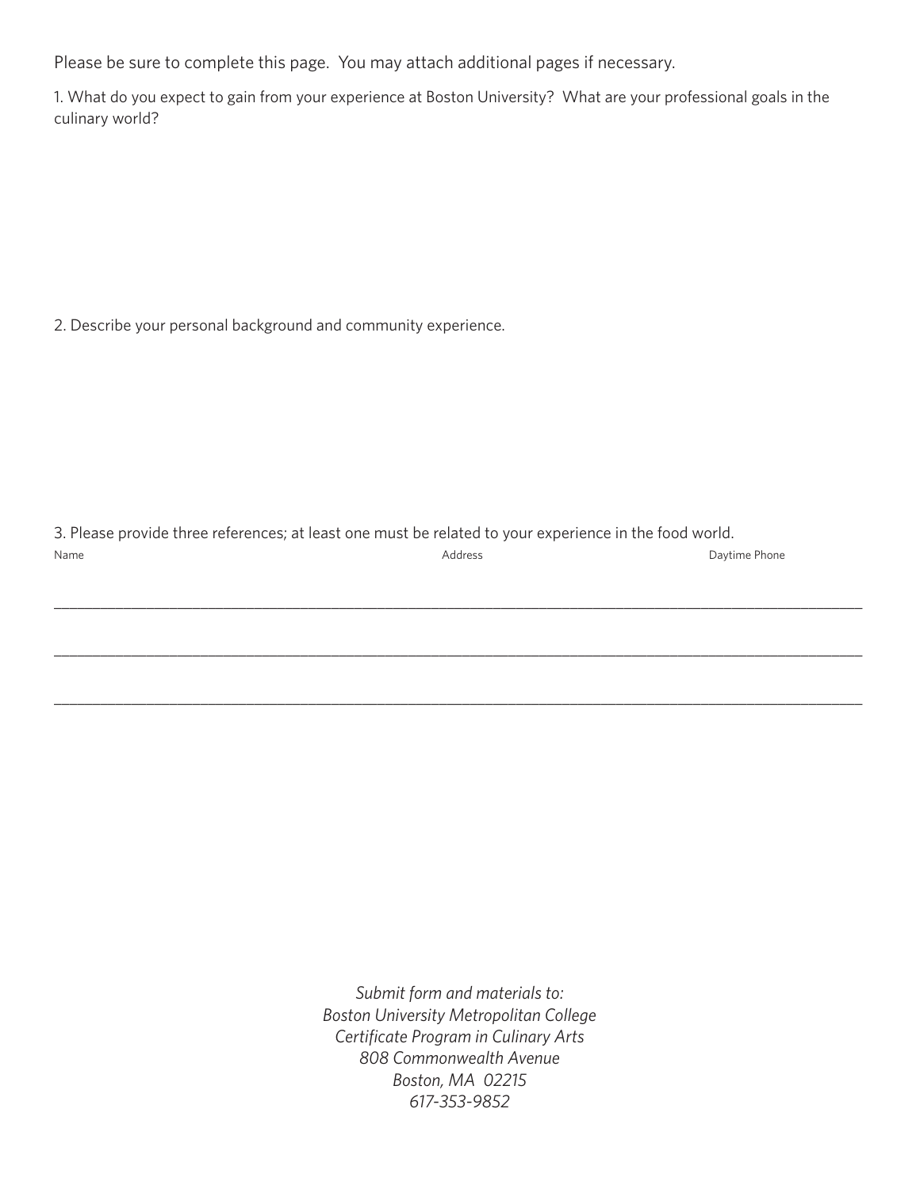Please be sure to complete this page. You may attach additional pages if necessary.

1. What do you expect to gain from your experience at Boston University? What are your professional goals in the culinary world?

2. Describe your personal background and community experience.

3. Please provide three references; at least one must be related to your experience in the food world.

| Name | Address | Daytime Phone |
| --- | --- | --- |
| | | |
| | | |
| | | |

*Submit form and materials to:*
*Boston University Metropolitan College*
*Certificate Program in Culinary Arts*
*808 Commonwealth Avenue*
*Boston, MA 02215*
*617-353-9852*